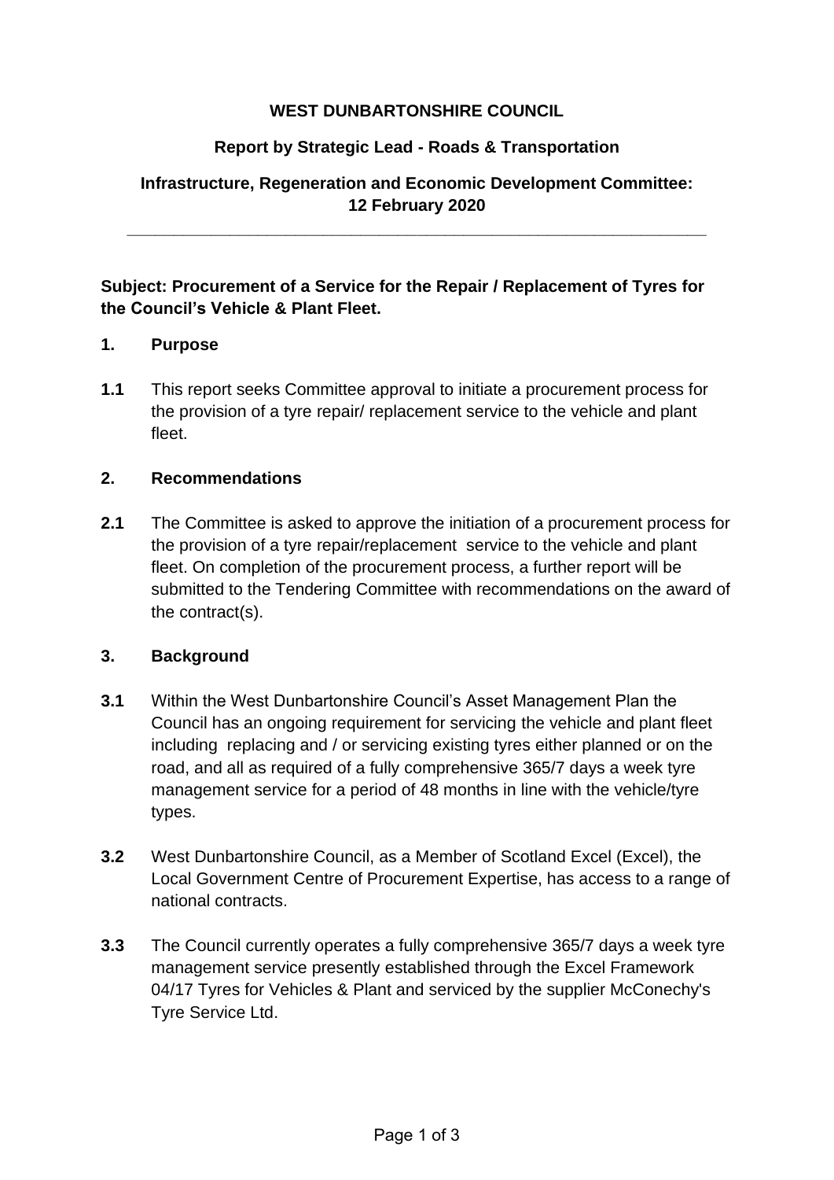**WEST DUNBARTONSHIRE COUNCIL**

**Report by Strategic Lead - Roads & Transportation**

**Infrastructure, Regeneration and Economic Development Committee: 12 February 2020**

---

**Subject: Procurement of a Service for the Repair / Replacement of Tyres for the Council's Vehicle & Plant Fleet.**

## 1. Purpose

**1.1** This report seeks Committee approval to initiate a procurement process for the provision of a tyre repair/ replacement service to the vehicle and plant fleet.

## 2. Recommendations

**2.1** The Committee is asked to approve the initiation of a procurement process for the provision of a tyre repair/replacement service to the vehicle and plant fleet. On completion of the procurement process, a further report will be submitted to the Tendering Committee with recommendations on the award of the contract(s).

## 3. Background

**3.1** Within the West Dunbartonshire Council's Asset Management Plan the Council has an ongoing requirement for servicing the vehicle and plant fleet including replacing and / or servicing existing tyres either planned or on the road, and all as required of a fully comprehensive 365/7 days a week tyre management service for a period of 48 months in line with the vehicle/tyre types.

**3.2** West Dunbartonshire Council, as a Member of Scotland Excel (Excel), the Local Government Centre of Procurement Expertise, has access to a range of national contracts.

**3.3** The Council currently operates a fully comprehensive 365/7 days a week tyre management service presently established through the Excel Framework 04/17 Tyres for Vehicles & Plant and serviced by the supplier McConechy's Tyre Service Ltd.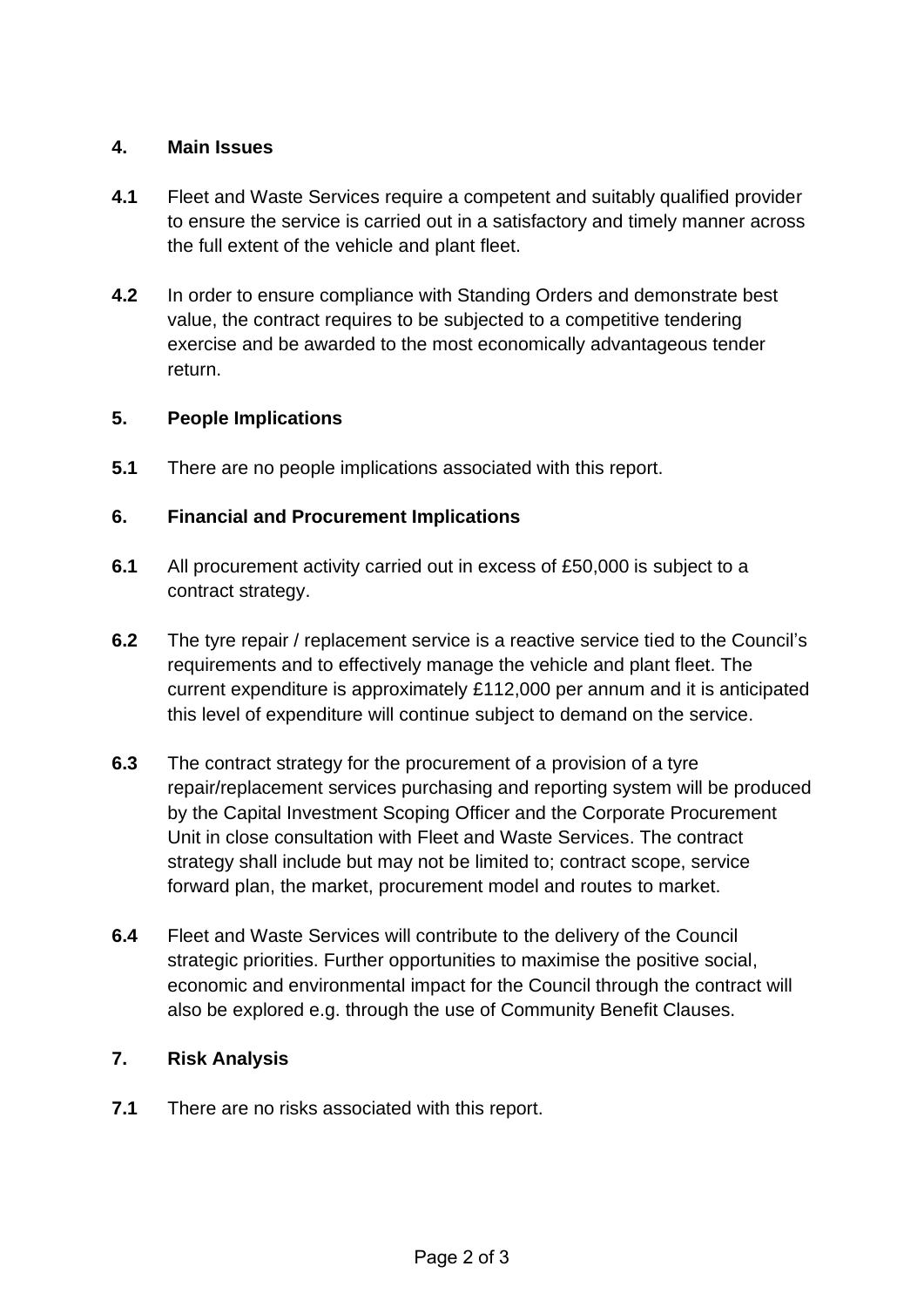## 4. Main Issues

**4.1** Fleet and Waste Services require a competent and suitably qualified provider to ensure the service is carried out in a satisfactory and timely manner across the full extent of the vehicle and plant fleet.

**4.2** In order to ensure compliance with Standing Orders and demonstrate best value, the contract requires to be subjected to a competitive tendering exercise and be awarded to the most economically advantageous tender return.

## 5. People Implications

**5.1** There are no people implications associated with this report.

## 6. Financial and Procurement Implications

**6.1** All procurement activity carried out in excess of £50,000 is subject to a contract strategy.

**6.2** The tyre repair / replacement service is a reactive service tied to the Council's requirements and to effectively manage the vehicle and plant fleet. The current expenditure is approximately £112,000 per annum and it is anticipated this level of expenditure will continue subject to demand on the service.

**6.3** The contract strategy for the procurement of a provision of a tyre repair/replacement services purchasing and reporting system will be produced by the Capital Investment Scoping Officer and the Corporate Procurement Unit in close consultation with Fleet and Waste Services. The contract strategy shall include but may not be limited to; contract scope, service forward plan, the market, procurement model and routes to market.

**6.4** Fleet and Waste Services will contribute to the delivery of the Council strategic priorities. Further opportunities to maximise the positive social, economic and environmental impact for the Council through the contract will also be explored e.g. through the use of Community Benefit Clauses.

## 7. Risk Analysis

**7.1** There are no risks associated with this report.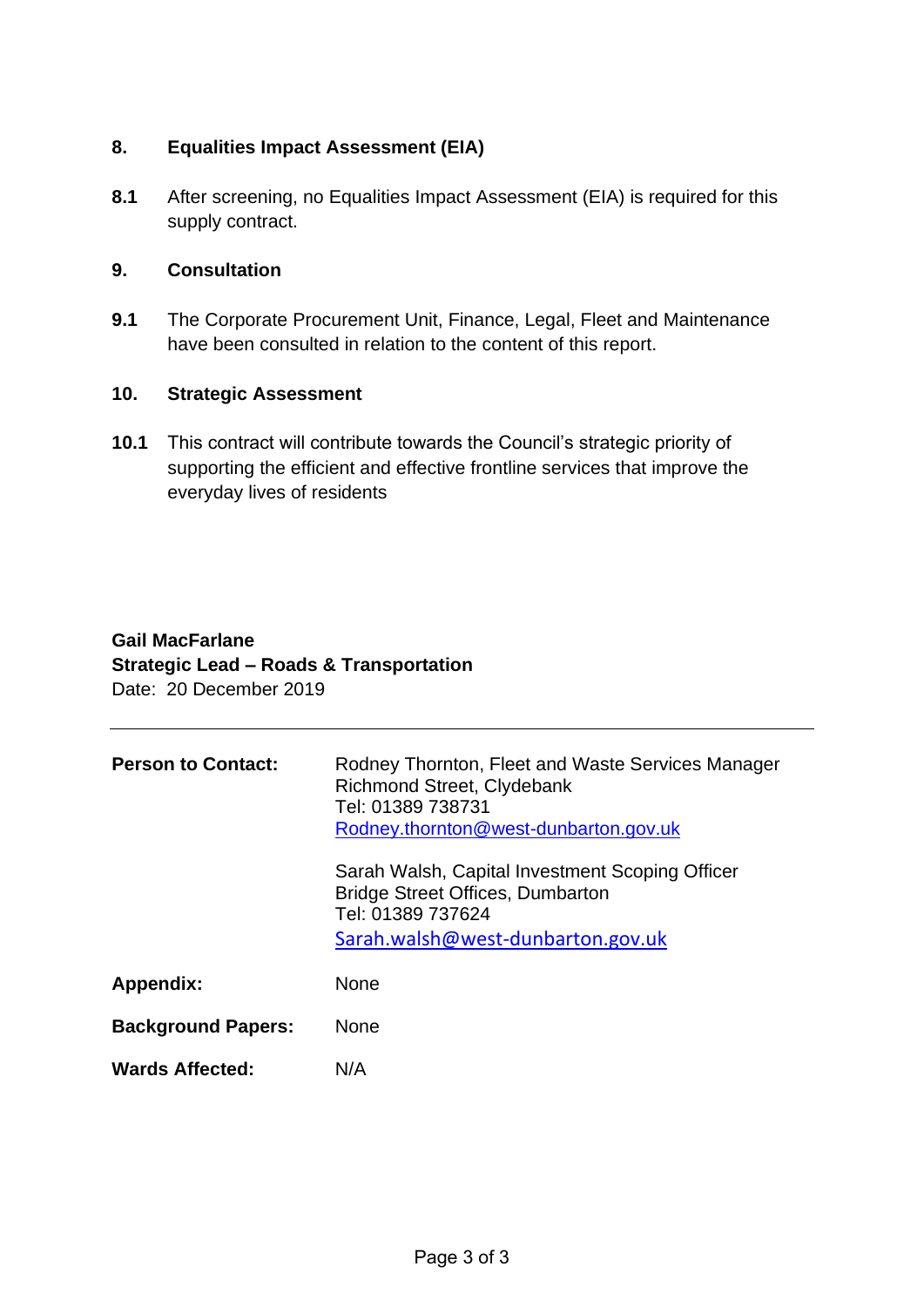## 8. Equalities Impact Assessment (EIA)

**8.1** After screening, no Equalities Impact Assessment (EIA) is required for this supply contract.

## 9. Consultation

**9.1** The Corporate Procurement Unit, Finance, Legal, Fleet and Maintenance have been consulted in relation to the content of this report.

## 10. Strategic Assessment

**10.1** This contract will contribute towards the Council's strategic priority of supporting the efficient and effective frontline services that improve the everyday lives of residents

**Gail MacFarlane**
**Strategic Lead – Roads & Transportation**
Date: 20 December 2019

---

| | |
|---|---|
| **Person to Contact:** | Rodney Thornton, Fleet and Waste Services Manager<br>Richmond Street, Clydebank<br>Tel: 01389 738731<br>Rodney.thornton@west-dunbarton.gov.uk<br><br>Sarah Walsh, Capital Investment Scoping Officer<br>Bridge Street Offices, Dumbarton<br>Tel: 01389 737624<br>Sarah.walsh@west-dunbarton.gov.uk |
| **Appendix:** | None |
| **Background Papers:** | None |
| **Wards Affected:** | N/A |